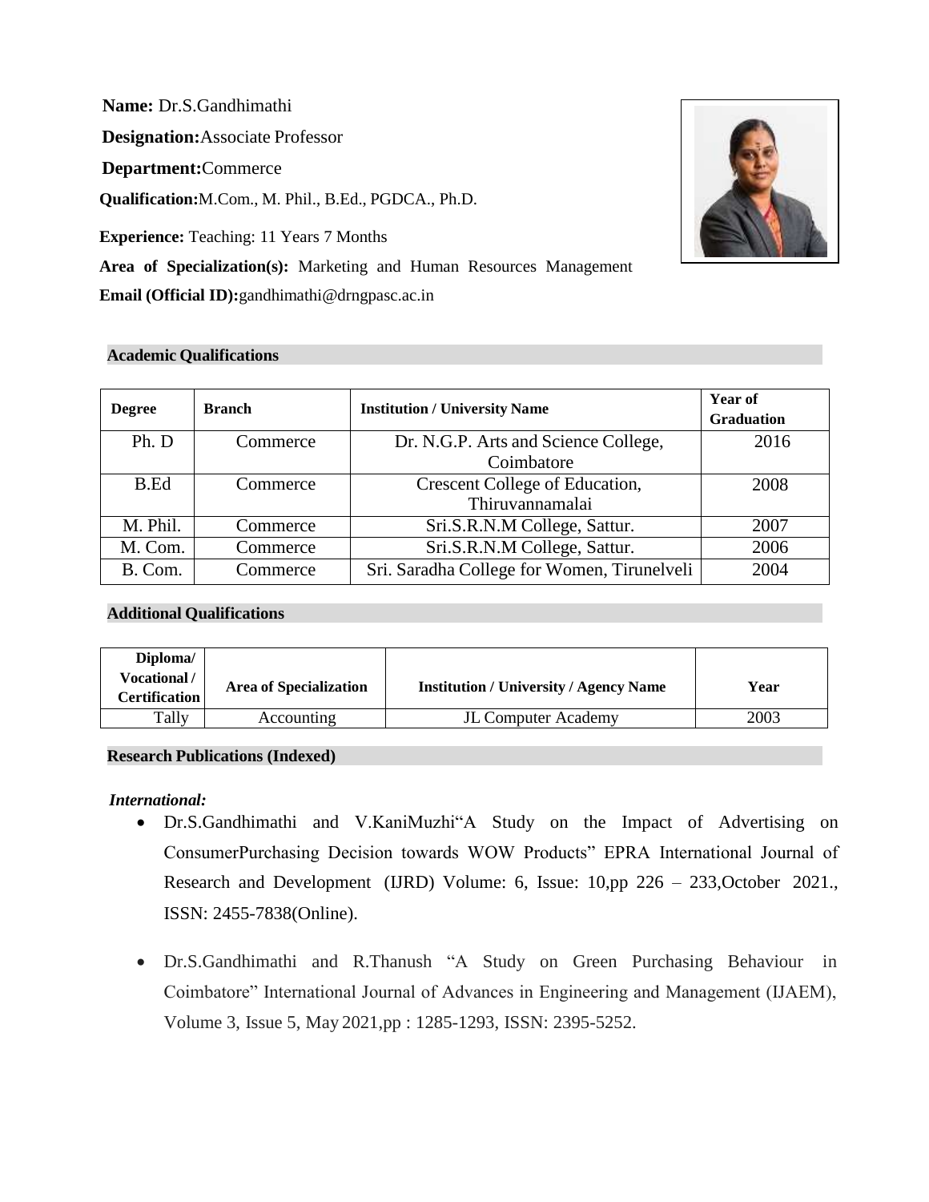**Name:** Dr.S.Gandhimathi

**Designation:**Associate Professor

**Department:**Commerce

**Qualification:**M.Com., M. Phil., B.Ed., PGDCA., Ph.D.

**Experience:** Teaching: 11 Years 7 Months

**Area of Specialization(s):** Marketing and Human Resources Management

**Email (Official ID):**gandhimathi@drngpasc.ac.in

## Academic Qualifications

| Degree | Branch | Institution / University Name | Year of Graduation |
|---|---|---|---|
| Ph. D | Commerce | Dr. N.G.P. Arts and Science College, Coimbatore | 2016 |
| B.Ed | Commerce | Crescent College of Education, Thiruvannamalai | 2008 |
| M. Phil. | Commerce | Sri.S.R.N.M College, Sattur. | 2007 |
| M. Com. | Commerce | Sri.S.R.N.M College, Sattur. | 2006 |
| B. Com. | Commerce | Sri. Saradha College for Women, Tirunelveli | 2004 |

## Additional Qualifications

| Diploma/ Vocational / Certification | Area of Specialization | Institution / University / Agency Name | Year |
|---|---|---|---|
| Tally | Accounting | JL Computer Academy | 2003 |

## Research Publications (Indexed)

***International:***

- Dr.S.Gandhimathi and V.KaniMuzhi"A Study on the Impact of Advertising on ConsumerPurchasing Decision towards WOW Products" EPRA International Journal of Research and Development (IJRD) Volume: 6, Issue: 10,pp 226 – 233,October 2021., ISSN: 2455-7838(Online).
- Dr.S.Gandhimathi and R.Thanush "A Study on Green Purchasing Behaviour in Coimbatore" International Journal of Advances in Engineering and Management (IJAEM), Volume 3, Issue 5, May 2021,pp : 1285-1293, ISSN: 2395-5252.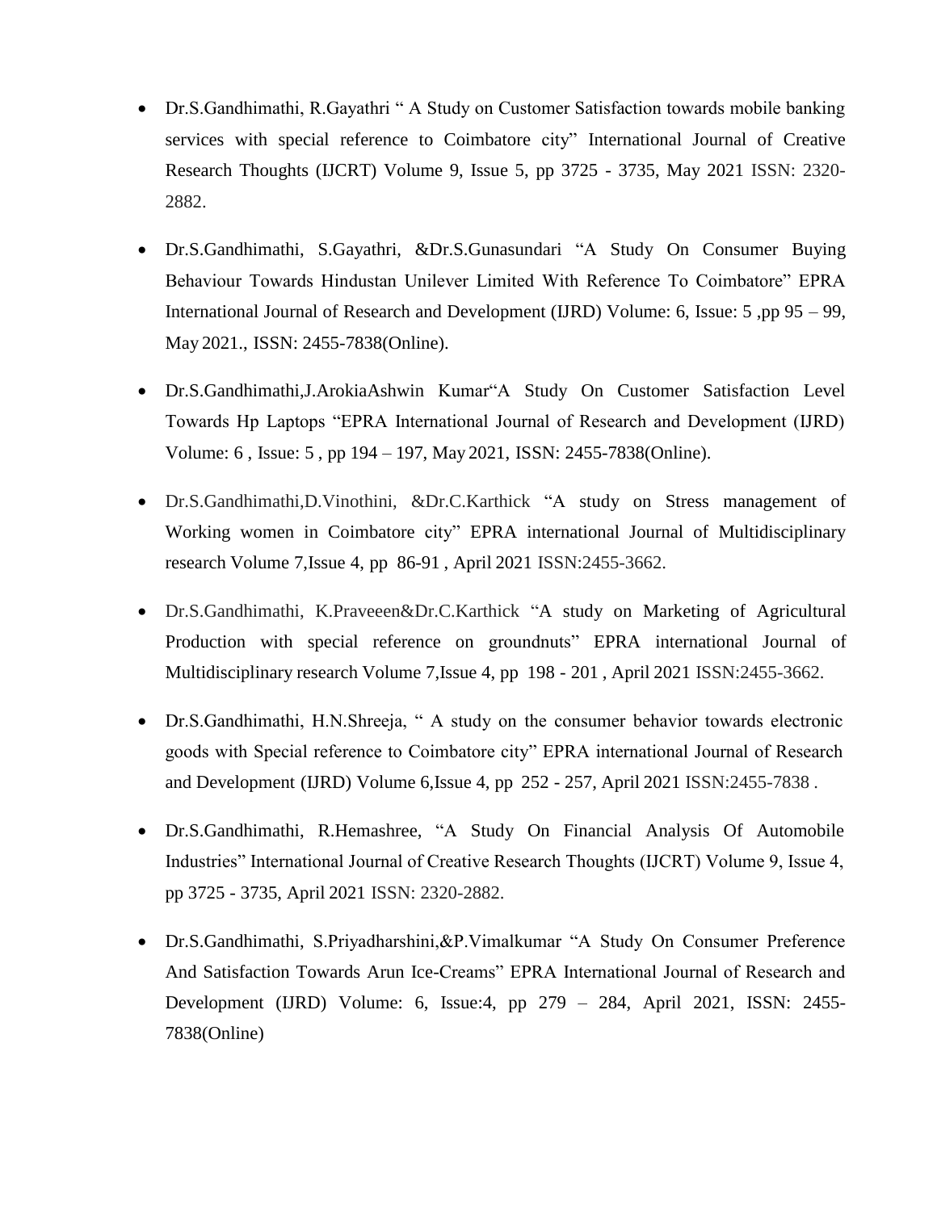- Dr.S.Gandhimathi, R.Gayathri " A Study on Customer Satisfaction towards mobile banking services with special reference to Coimbatore city" International Journal of Creative Research Thoughts (IJCRT) Volume 9, Issue 5, pp 3725 - 3735, May 2021 ISSN: 2320-2882.

- Dr.S.Gandhimathi, S.Gayathri, &Dr.S.Gunasundari "A Study On Consumer Buying Behaviour Towards Hindustan Unilever Limited With Reference To Coimbatore" EPRA International Journal of Research and Development (IJRD) Volume: 6, Issue: 5 ,pp 95 – 99, May 2021., ISSN: 2455-7838(Online).

- Dr.S.Gandhimathi,J.ArokiaAshwin Kumar"A Study On Customer Satisfaction Level Towards Hp Laptops "EPRA International Journal of Research and Development (IJRD) Volume: 6 , Issue: 5 , pp 194 – 197, May 2021, ISSN: 2455-7838(Online).

- Dr.S.Gandhimathi,D.Vinothini, &Dr.C.Karthick "A study on Stress management of Working women in Coimbatore city" EPRA international Journal of Multidisciplinary research Volume 7,Issue 4, pp 86-91 , April 2021 ISSN:2455-3662.

- Dr.S.Gandhimathi, K.Praveeen&Dr.C.Karthick "A study on Marketing of Agricultural Production with special reference on groundnuts" EPRA international Journal of Multidisciplinary research Volume 7,Issue 4, pp 198 - 201 , April 2021 ISSN:2455-3662.

- Dr.S.Gandhimathi, H.N.Shreeja, " A study on the consumer behavior towards electronic goods with Special reference to Coimbatore city" EPRA international Journal of Research and Development (IJRD) Volume 6,Issue 4, pp 252 - 257, April 2021 ISSN:2455-7838 .

- Dr.S.Gandhimathi, R.Hemashree, "A Study On Financial Analysis Of Automobile Industries" International Journal of Creative Research Thoughts (IJCRT) Volume 9, Issue 4, pp 3725 - 3735, April 2021 ISSN: 2320-2882.

- Dr.S.Gandhimathi, S.Priyadharshini,&P.Vimalkumar "A Study On Consumer Preference And Satisfaction Towards Arun Ice-Creams" EPRA International Journal of Research and Development (IJRD) Volume: 6, Issue:4, pp 279 – 284, April 2021, ISSN: 2455-7838(Online)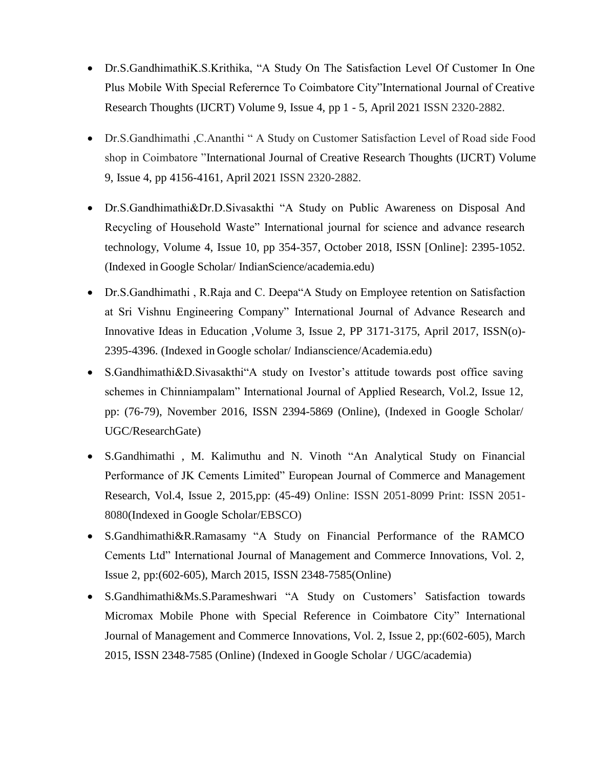- Dr.S.GandhimathiK.S.Krithika, "A Study On The Satisfaction Level Of Customer In One Plus Mobile With Special Referernce To Coimbatore City"International Journal of Creative Research Thoughts (IJCRT) Volume 9, Issue 4, pp 1 - 5, April 2021 ISSN 2320-2882.
- Dr.S.Gandhimathi ,C.Ananthi " A Study on Customer Satisfaction Level of Road side Food shop in Coimbatore "International Journal of Creative Research Thoughts (IJCRT) Volume 9, Issue 4, pp 4156-4161, April 2021 ISSN 2320-2882.
- Dr.S.Gandhimathi&Dr.D.Sivasakthi "A Study on Public Awareness on Disposal And Recycling of Household Waste" International journal for science and advance research technology, Volume 4, Issue 10, pp 354-357, October 2018, ISSN [Online]: 2395-1052. (Indexed in Google Scholar/ IndianScience/academia.edu)
- Dr.S.Gandhimathi , R.Raja and C. Deepa"A Study on Employee retention on Satisfaction at Sri Vishnu Engineering Company" International Journal of Advance Research and Innovative Ideas in Education ,Volume 3, Issue 2, PP 3171-3175, April 2017, ISSN(o)-2395-4396. (Indexed in Google scholar/ Indianscience/Academia.edu)
- S.Gandhimathi&D.Sivasakthi"A study on Ivestor's attitude towards post office saving schemes in Chinniampalam" International Journal of Applied Research, Vol.2, Issue 12, pp: (76-79), November 2016, ISSN 2394-5869 (Online), (Indexed in Google Scholar/ UGC/ResearchGate)
- S.Gandhimathi , M. Kalimuthu and N. Vinoth "An Analytical Study on Financial Performance of JK Cements Limited" European Journal of Commerce and Management Research, Vol.4, Issue 2, 2015,pp: (45-49) Online: ISSN 2051-8099 Print: ISSN 2051-8080(Indexed in Google Scholar/EBSCO)
- S.Gandhimathi&R.Ramasamy "A Study on Financial Performance of the RAMCO Cements Ltd" International Journal of Management and Commerce Innovations, Vol. 2, Issue 2, pp:(602-605), March 2015, ISSN 2348-7585(Online)
- S.Gandhimathi&Ms.S.Parameshwari "A Study on Customers' Satisfaction towards Micromax Mobile Phone with Special Reference in Coimbatore City" International Journal of Management and Commerce Innovations, Vol. 2, Issue 2, pp:(602-605), March 2015, ISSN 2348-7585 (Online) (Indexed in Google Scholar / UGC/academia)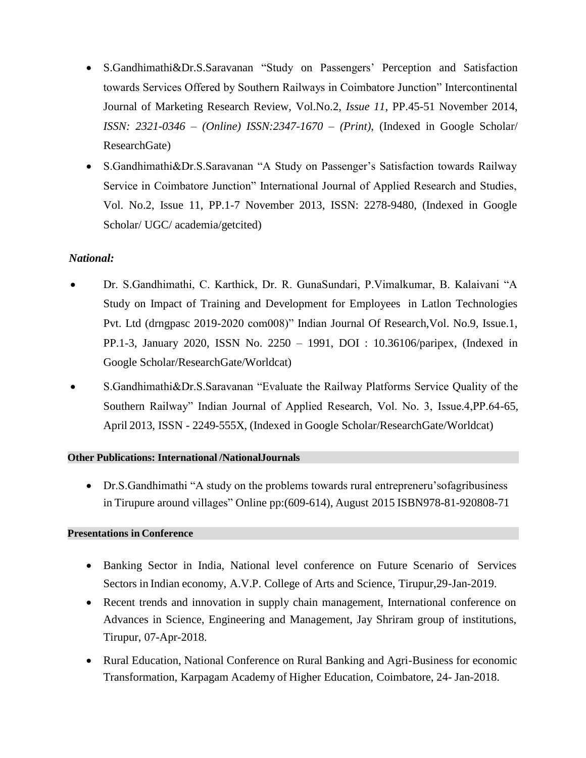- S.Gandhimathi&Dr.S.Saravanan "Study on Passengers' Perception and Satisfaction towards Services Offered by Southern Railways in Coimbatore Junction" Intercontinental Journal of Marketing Research Review, Vol.No.2, *Issue 11*, PP.45-51 November 2014, *ISSN: 2321-0346 – (Online) ISSN:2347-1670 – (Print)*, (Indexed in Google Scholar/ ResearchGate)
- S.Gandhimathi&Dr.S.Saravanan "A Study on Passenger's Satisfaction towards Railway Service in Coimbatore Junction" International Journal of Applied Research and Studies, Vol. No.2, Issue 11, PP.1-7 November 2013, ISSN: 2278-9480, (Indexed in Google Scholar/ UGC/ academia/getcited)

***National:***

- Dr. S.Gandhimathi, C. Karthick, Dr. R. GunaSundari, P.Vimalkumar, B. Kalaivani "A Study on Impact of Training and Development for Employees in Latlon Technologies Pvt. Ltd (drngpasc 2019-2020 com008)" Indian Journal Of Research,Vol. No.9, Issue.1, PP.1-3, January 2020, ISSN No. 2250 – 1991, DOI : 10.36106/paripex, (Indexed in Google Scholar/ResearchGate/Worldcat)
- S.Gandhimathi&Dr.S.Saravanan "Evaluate the Railway Platforms Service Quality of the Southern Railway" Indian Journal of Applied Research, Vol. No. 3, Issue.4,PP.64-65, April 2013, ISSN - 2249-555X, (Indexed in Google Scholar/ResearchGate/Worldcat)

**Other Publications: International /NationalJournals**

- Dr.S.Gandhimathi "A study on the problems towards rural entrepreneru'sofagribusiness in Tirupure around villages" Online pp:(609-614), August 2015 ISBN978-81-920808-71

**Presentations in Conference**

- Banking Sector in India, National level conference on Future Scenario of Services Sectors in Indian economy, A.V.P. College of Arts and Science, Tirupur,29-Jan-2019.
- Recent trends and innovation in supply chain management, International conference on Advances in Science, Engineering and Management, Jay Shriram group of institutions, Tirupur, 07-Apr-2018.
- Rural Education, National Conference on Rural Banking and Agri-Business for economic Transformation, Karpagam Academy of Higher Education, Coimbatore, 24- Jan-2018.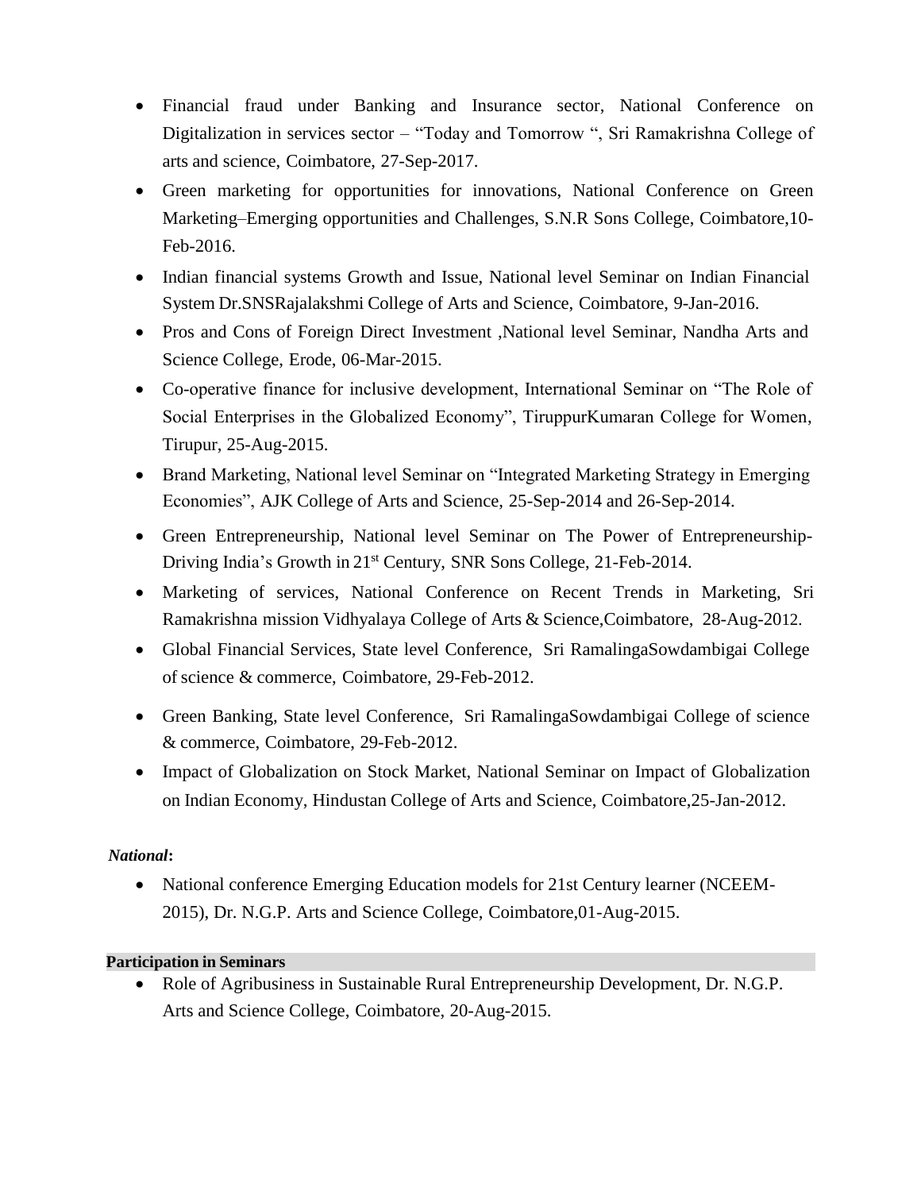- Financial fraud under Banking and Insurance sector, National Conference on Digitalization in services sector – "Today and Tomorrow ", Sri Ramakrishna College of arts and science, Coimbatore, 27-Sep-2017.
- Green marketing for opportunities for innovations, National Conference on Green Marketing–Emerging opportunities and Challenges, S.N.R Sons College, Coimbatore,10-Feb-2016.
- Indian financial systems Growth and Issue, National level Seminar on Indian Financial System Dr.SNSRajalakshmi College of Arts and Science, Coimbatore, 9-Jan-2016.
- Pros and Cons of Foreign Direct Investment ,National level Seminar, Nandha Arts and Science College, Erode, 06-Mar-2015.
- Co-operative finance for inclusive development, International Seminar on "The Role of Social Enterprises in the Globalized Economy", TiruppurKumaran College for Women, Tirupur, 25-Aug-2015.
- Brand Marketing, National level Seminar on "Integrated Marketing Strategy in Emerging Economies", AJK College of Arts and Science, 25-Sep-2014 and 26-Sep-2014.
- Green Entrepreneurship, National level Seminar on The Power of Entrepreneurship-Driving India's Growth in 21st Century, SNR Sons College, 21-Feb-2014.
- Marketing of services, National Conference on Recent Trends in Marketing, Sri Ramakrishna mission Vidhyalaya College of Arts & Science,Coimbatore, 28-Aug-2012.
- Global Financial Services, State level Conference, Sri RamalingaSowdambigai College of science & commerce, Coimbatore, 29-Feb-2012.
- Green Banking, State level Conference, Sri RamalingaSowdambigai College of science & commerce, Coimbatore, 29-Feb-2012.
- Impact of Globalization on Stock Market, National Seminar on Impact of Globalization on Indian Economy, Hindustan College of Arts and Science, Coimbatore,25-Jan-2012.

***National*:**

- National conference Emerging Education models for 21st Century learner (NCEEM-2015), Dr. N.G.P. Arts and Science College, Coimbatore,01-Aug-2015.

**Participation in Seminars**

- Role of Agribusiness in Sustainable Rural Entrepreneurship Development, Dr. N.G.P. Arts and Science College, Coimbatore, 20-Aug-2015.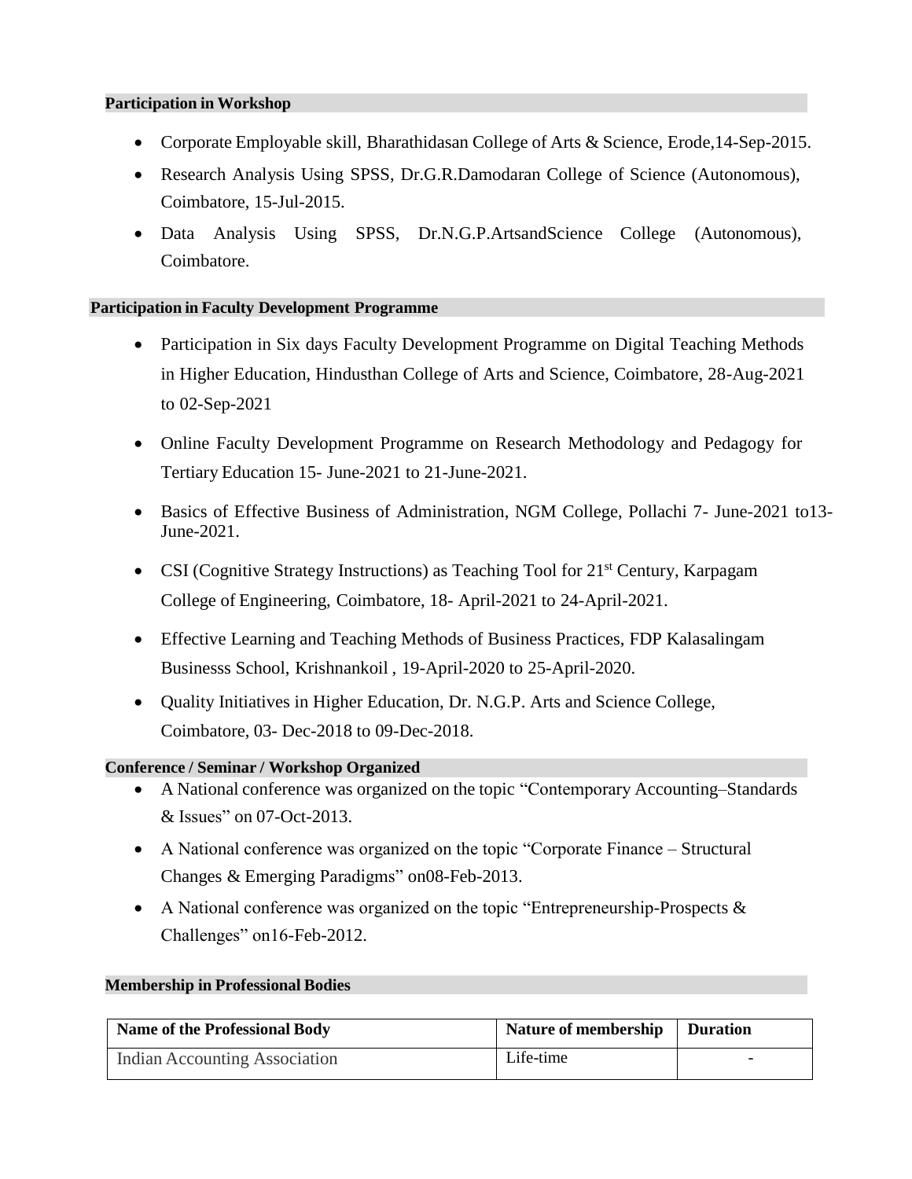### Participation in Workshop

- Corporate Employable skill, Bharathidasan College of Arts & Science, Erode,14-Sep-2015.
- Research Analysis Using SPSS, Dr.G.R.Damodaran College of Science (Autonomous), Coimbatore, 15-Jul-2015.
- Data Analysis Using SPSS, Dr.N.G.P.ArtsandScience College (Autonomous), Coimbatore.

### Participation in Faculty Development Programme

- Participation in Six days Faculty Development Programme on Digital Teaching Methods in Higher Education, Hindusthan College of Arts and Science, Coimbatore, 28-Aug-2021 to 02-Sep-2021
- Online Faculty Development Programme on Research Methodology and Pedagogy for Tertiary Education 15- June-2021 to 21-June-2021.
- Basics of Effective Business of Administration, NGM College, Pollachi 7- June-2021 to13-June-2021.
- CSI (Cognitive Strategy Instructions) as Teaching Tool for 21st Century, Karpagam College of Engineering, Coimbatore, 18- April-2021 to 24-April-2021.
- Effective Learning and Teaching Methods of Business Practices, FDP Kalasalingam Businesss School, Krishnankoil , 19-April-2020 to 25-April-2020.
- Quality Initiatives in Higher Education, Dr. N.G.P. Arts and Science College, Coimbatore, 03- Dec-2018 to 09-Dec-2018.

### Conference / Seminar / Workshop Organized

- A National conference was organized on the topic “Contemporary Accounting–Standards & Issues” on 07-Oct-2013.
- A National conference was organized on the topic “Corporate Finance – Structural Changes & Emerging Paradigms” on08-Feb-2013.
- A National conference was organized on the topic “Entrepreneurship-Prospects & Challenges” on16-Feb-2012.

### Membership in Professional Bodies

| Name of the Professional Body | Nature of membership | Duration |
|---|---|---|
| Indian Accounting Association | Life-time | - |